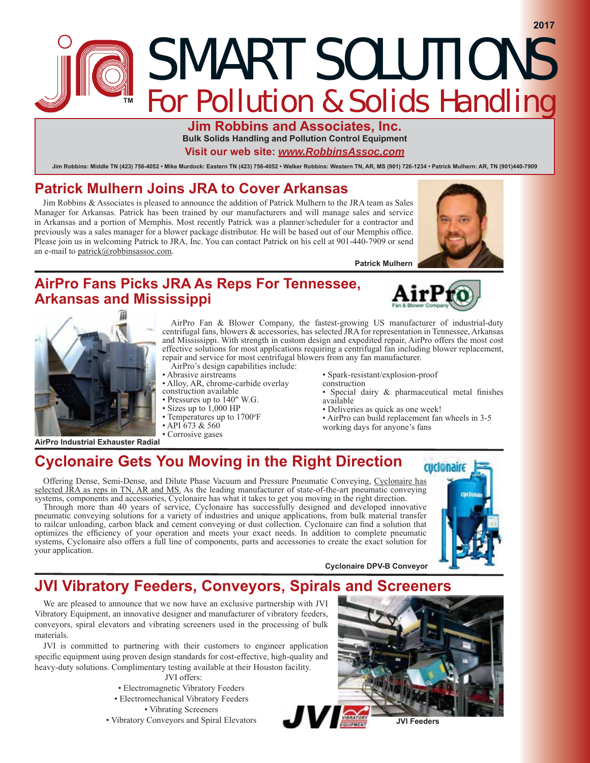# SMART SOLUTIONS

## For Pollution & Solids Handling

**Jim Robbins and Associates, Inc.**

**Bulk Solids Handling and Pollution Control Equipment**

**Visit our web site: *www.RobbinsAssoc.com***

Jim Robbins: Middle TN (423) 756-4052 • Mike Murdock: Eastern TN (423) 756-4052 • Walker Robbins: Western TN, AR, MS (901) 726-1234 • Patrick Mulhern: AR, TN (901)440-7909

## Patrick Mulhern Joins JRA to Cover Arkansas

Jim Robbins & Associates is pleased to announce the addition of Patrick Mulhern to the JRA team as Sales Manager for Arkansas. Patrick has been trained by our manufacturers and will manage sales and service in Arkansas and a portion of Memphis. Most recently Patrick was a planner/scheduler for a contractor and previously was a sales manager for a blower package distributor. He will be based out of our Memphis office. Please join us in welcoming Patrick to JRA, Inc. You can contact Patrick on his cell at 901-440-7909 or send an e-mail to patrick@robbinsassoc.com.

Patrick Mulhern

## AirPro Fans Picks JRA As Reps For Tennessee, Arkansas and Mississippi

AirPro Fan & Blower Company, the fastest-growing US manufacturer of industrial-duty centrifugal fans, blowers & accessories, has selected JRA for representation in Tennessee, Arkansas and Mississippi. With strength in custom design and expedited repair, AirPro offers the most cost effective solutions for most applications requiring a centrifugal fan including blower replacement, repair and service for most centrifugal blowers from any fan manufacturer.

AirPro's design capabilities include:

- Abrasive airstreams
- Alloy, AR, chrome-carbide overlay construction available
- Pressures up to 140" W.G.
- Sizes up to 1,000 HP
- Temperatures up to 1700°F
- API 673 & 560
- Corrosive gases
- Spark-resistant/explosion-proof construction
- Special dairy & pharmaceutical metal finishes available
- Deliveries as quick as one week!
- AirPro can build replacement fan wheels in 3-5 working days for anyone's fans

AirPro Industrial Exhauster Radial

## Cyclonaire Gets You Moving in the Right Direction

Offering Dense, Semi-Dense, and Dilute Phase Vacuum and Pressure Pneumatic Conveying, Cyclonaire has selected JRA as reps in TN, AR and MS. As the leading manufacturer of state-of-the-art pneumatic conveying systems, components and accessories, Cyclonaire has what it takes to get you moving in the right direction.

Through more than 40 years of service, Cyclonaire has successfully designed and developed innovative pneumatic conveying solutions for a variety of industries and unique applications, from bulk material transfer to railcar unloading, carbon black and cement conveying or dust collection. Cyclonaire can find a solution that optimizes the efficiency of your operation and meets your exact needs. In addition to complete pneumatic systems, Cyclonaire also offers a full line of components, parts and accessories to create the exact solution for your application.

Cyclonaire DPV-B Conveyor

## JVI Vibratory Feeders, Conveyors, Spirals and Screeners

We are pleased to announce that we now have an exclusive partnership with JVI Vibratory Equipment, an innovative designer and manufacturer of vibratory feeders, conveyors, spiral elevators and vibrating screeners used in the processing of bulk materials.

JVI is committed to partnering with their customers to engineer application specific equipment using proven design standards for cost-effective, high-quality and heavy-duty solutions. Complimentary testing available at their Houston facility.

JVI offers:

- Electromagnetic Vibratory Feeders
- Electromechanical Vibratory Feeders
- Vibrating Screeners
- Vibratory Conveyors and Spiral Elevators

JVI Feeders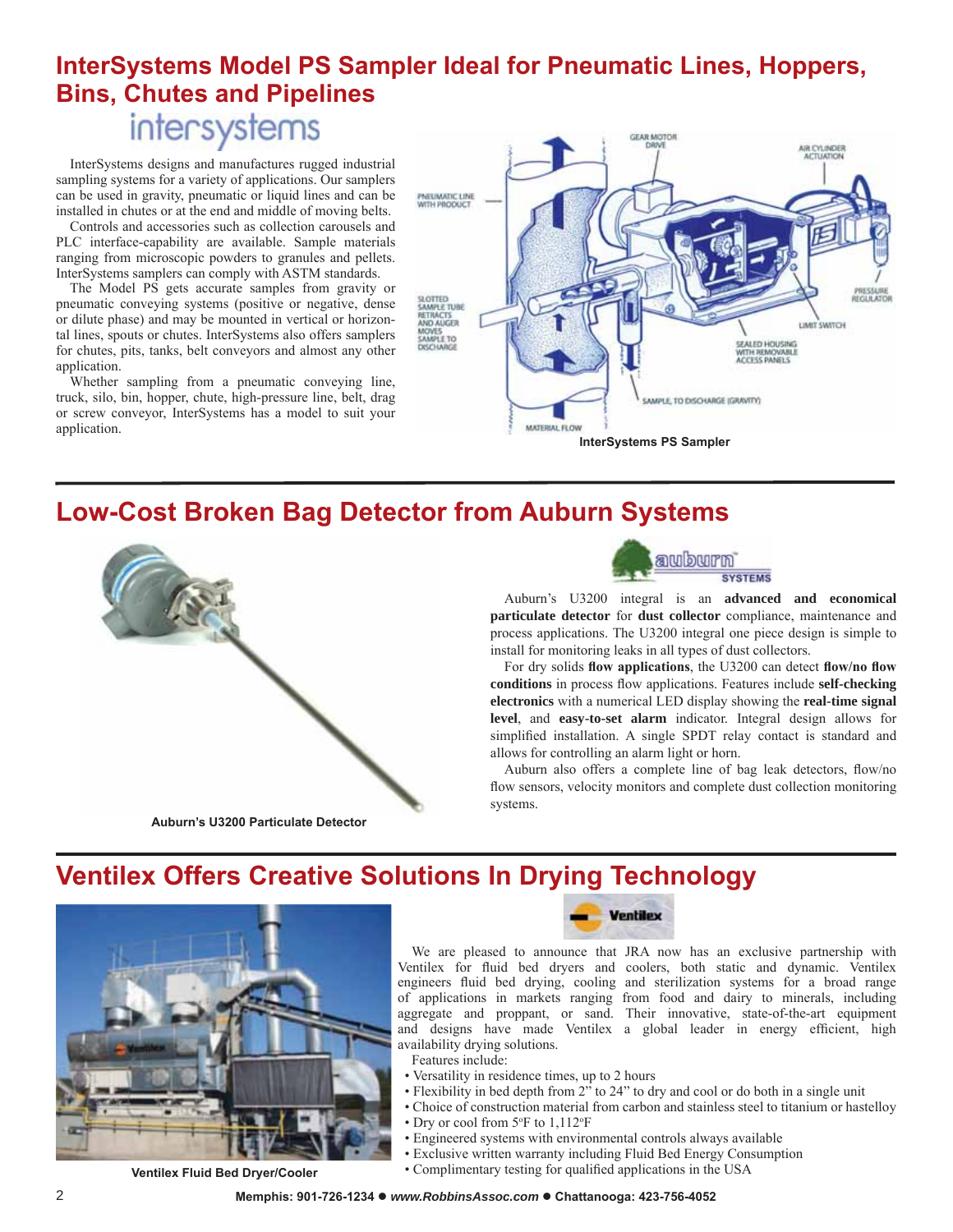## InterSystems Model PS Sampler Ideal for Pneumatic Lines, Hoppers, Bins, Chutes and Pipelines

intersystems

InterSystems designs and manufactures rugged industrial sampling systems for a variety of applications. Our samplers can be used in gravity, pneumatic or liquid lines and can be installed in chutes or at the end and middle of moving belts.

Controls and accessories such as collection carousels and PLC interface-capability are available. Sample materials ranging from microscopic powders to granules and pellets. InterSystems samplers can comply with ASTM standards.

The Model PS gets accurate samples from gravity or pneumatic conveying systems (positive or negative, dense or dilute phase) and may be mounted in vertical or horizontal lines, spouts or chutes. InterSystems also offers samplers for chutes, pits, tanks, belt conveyors and almost any other application.

Whether sampling from a pneumatic conveying line, truck, silo, bin, hopper, chute, high-pressure line, belt, drag or screw conveyor, InterSystems has a model to suit your application.

**InterSystems PS Sampler**

## Low-Cost Broken Bag Detector from Auburn Systems

**Auburn's U3200 Particulate Detector**

Auburn's U3200 integral is an **advanced and economical particulate detector** for **dust collector** compliance, maintenance and process applications. The U3200 integral one piece design is simple to install for monitoring leaks in all types of dust collectors.

For dry solids **flow applications**, the U3200 can detect **flow/no flow conditions** in process flow applications. Features include **self-checking electronics** with a numerical LED display showing the **real-time signal level**, and **easy-to-set alarm** indicator. Integral design allows for simplified installation. A single SPDT relay contact is standard and allows for controlling an alarm light or horn.

Auburn also offers a complete line of bag leak detectors, flow/no flow sensors, velocity monitors and complete dust collection monitoring systems.

## Ventilex Offers Creative Solutions In Drying Technology

**Ventilex Fluid Bed Dryer/Cooler**

We are pleased to announce that JRA now has an exclusive partnership with Ventilex for fluid bed dryers and coolers, both static and dynamic. Ventilex engineers fluid bed drying, cooling and sterilization systems for a broad range of applications in markets ranging from food and dairy to minerals, including aggregate and proppant, or sand. Their innovative, state-of-the-art equipment and designs have made Ventilex a global leader in energy efficient, high availability drying solutions.

Features include:

- Versatility in residence times, up to 2 hours
- Flexibility in bed depth from 2" to 24" to dry and cool or do both in a single unit
- Choice of construction material from carbon and stainless steel to titanium or hastelloy
- Dry or cool from 5ºF to 1,112ºF
- Engineered systems with environmental controls always available
- Exclusive written warranty including Fluid Bed Energy Consumption
- Complimentary testing for qualified applications in the USA

**Memphis: 901-726-1234 ● *www.RobbinsAssoc.com* ● Chattanooga: 423-756-4052**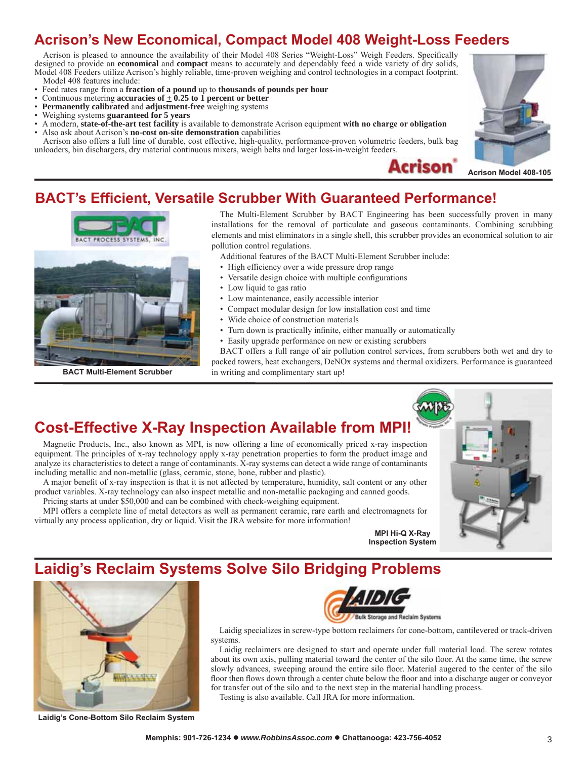## Acrison's New Economical, Compact Model 408 Weight-Loss Feeders

Acrison is pleased to announce the availability of their Model 408 Series "Weight-Loss" Weigh Feeders. Specifically designed to provide an **economical** and **compact** means to accurately and dependably feed a wide variety of dry solids, Model 408 Feeders utilize Acrison's highly reliable, time-proven weighing and control technologies in a compact footprint.

Model 408 features include:

- Feed rates range from a **fraction of a pound** up to **thousands of pounds per hour**
- Continuous metering **accuracies of ± 0.25 to 1 percent or better**
- **Permanently calibrated** and **adjustment-free** weighing systems
- Weighing systems **guaranteed for 5 years**
- A modern, **state-of-the-art test facility** is available to demonstrate Acrison equipment **with no charge or obligation**
- Also ask about Acrison's **no-cost on-site demonstration** capabilities

Acrison also offers a full line of durable, cost effective, high-quality, performance-proven volumetric feeders, bulk bag unloaders, bin dischargers, dry material continuous mixers, weigh belts and larger loss-in-weight feeders.

Acrison Model 408-105

## BACT's Efficient, Versatile Scrubber With Guaranteed Performance!

BACT Multi-Element Scrubber

The Multi-Element Scrubber by BACT Engineering has been successfully proven in many installations for the removal of particulate and gaseous contaminants. Combining scrubbing elements and mist eliminators in a single shell, this scrubber provides an economical solution to air pollution control regulations.

Additional features of the BACT Multi-Element Scrubber include:

- High efficiency over a wide pressure drop range
- Versatile design choice with multiple configurations
- Low liquid to gas ratio
- Low maintenance, easily accessible interior
- Compact modular design for low installation cost and time
- Wide choice of construction materials
- Turn down is practically infinite, either manually or automatically
- Easily upgrade performance on new or existing scrubbers

BACT offers a full range of air pollution control services, from scrubbers both wet and dry to packed towers, heat exchangers, DeNOx systems and thermal oxidizers. Performance is guaranteed in writing and complimentary start up!

## Cost-Effective X-Ray Inspection Available from MPI!

Magnetic Products, Inc., also known as MPI, is now offering a line of economically priced x-ray inspection equipment. The principles of x-ray technology apply x-ray penetration properties to form the product image and analyze its characteristics to detect a range of contaminants. X-ray systems can detect a wide range of contaminants including metallic and non-metallic (glass, ceramic, stone, bone, rubber and plastic).

A major benefit of x-ray inspection is that it is not affected by temperature, humidity, salt content or any other product variables. X-ray technology can also inspect metallic and non-metallic packaging and canned goods.

Pricing starts at under $50,000 and can be combined with check-weighing equipment.

MPI offers a complete line of metal detectors as well as permanent ceramic, rare earth and electromagnets for virtually any process application, dry or liquid. Visit the JRA website for more information!

MPI Hi-Q X-Ray Inspection System

## Laidig's Reclaim Systems Solve Silo Bridging Problems

Laidig's Cone-Bottom Silo Reclaim System

Laidig specializes in screw-type bottom reclaimers for cone-bottom, cantilevered or track-driven systems.

Laidig reclaimers are designed to start and operate under full material load. The screw rotates about its own axis, pulling material toward the center of the silo floor. At the same time, the screw slowly advances, sweeping around the entire silo floor. Material augered to the center of the silo floor then flows down through a center chute below the floor and into a discharge auger or conveyor for transfer out of the silo and to the next step in the material handling process.

Testing is also available. Call JRA for more information.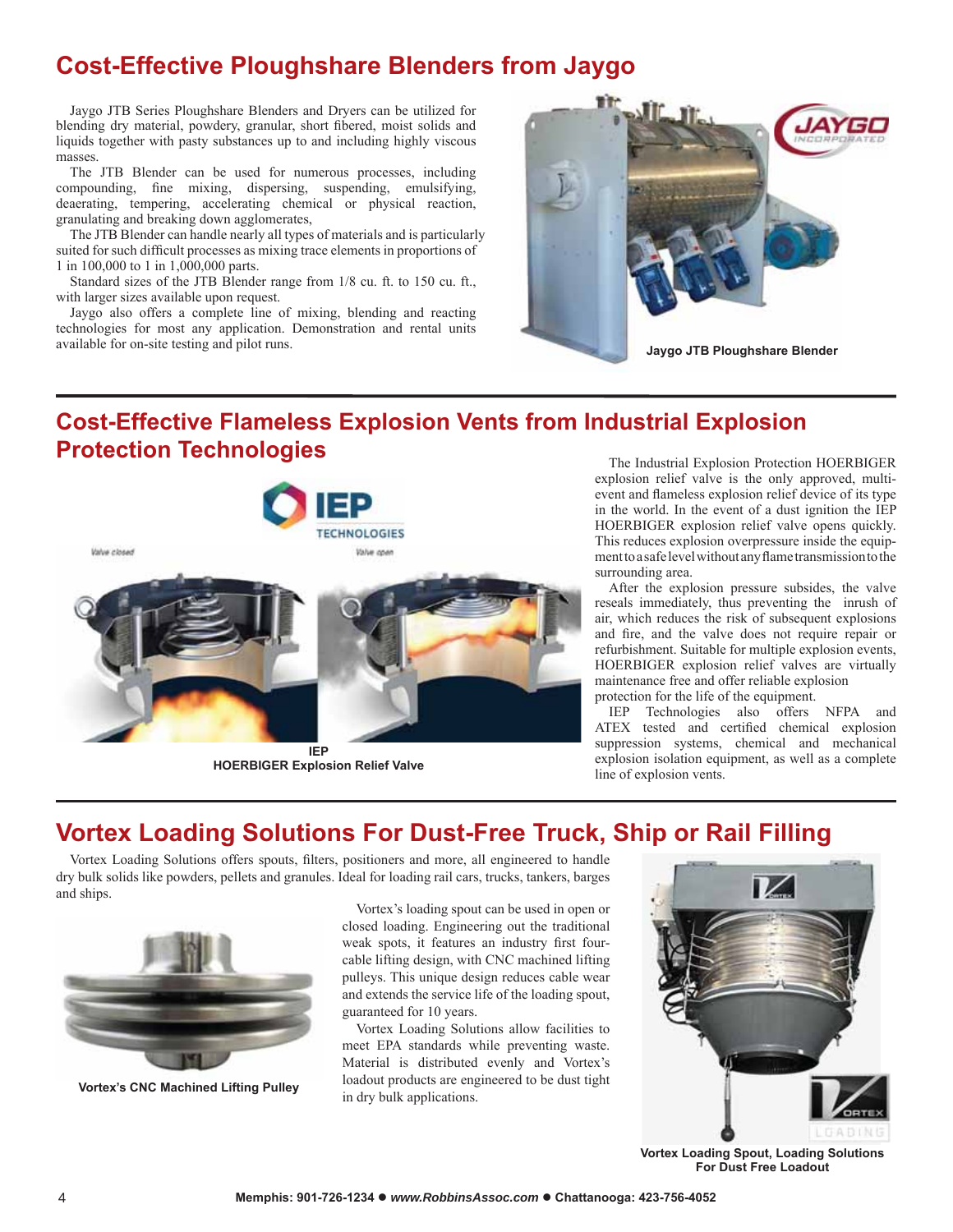## Cost-Effective Ploughshare Blenders from Jaygo

Jaygo JTB Series Ploughshare Blenders and Dryers can be utilized for blending dry material, powdery, granular, short fibered, moist solids and liquids together with pasty substances up to and including highly viscous masses.

The JTB Blender can be used for numerous processes, including compounding, fine mixing, dispersing, suspending, emulsifying, deaerating, tempering, accelerating chemical or physical reaction, granulating and breaking down agglomerates,

The JTB Blender can handle nearly all types of materials and is particularly suited for such difficult processes as mixing trace elements in proportions of 1 in 100,000 to 1 in 1,000,000 parts.

Standard sizes of the JTB Blender range from 1/8 cu. ft. to 150 cu. ft., with larger sizes available upon request.

Jaygo also offers a complete line of mixing, blending and reacting technologies for most any application. Demonstration and rental units available for on-site testing and pilot runs.

**Jaygo JTB Ploughshare Blender**

## Cost-Effective Flameless Explosion Vents from Industrial Explosion Protection Technologies

**IEP HOERBIGER Explosion Relief Valve**

The Industrial Explosion Protection HOERBIGER explosion relief valve is the only approved, multi-event and flameless explosion relief device of its type in the world. In the event of a dust ignition the IEP HOERBIGER explosion relief valve opens quickly. This reduces explosion overpressure inside the equipment to a safe level without any flame transmission to the surrounding area.

After the explosion pressure subsides, the valve reseals immediately, thus preventing the inrush of air, which reduces the risk of subsequent explosions and fire, and the valve does not require repair or refurbishment. Suitable for multiple explosion events, HOERBIGER explosion relief valves are virtually maintenance free and offer reliable explosion protection for the life of the equipment.

IEP Technologies also offers NFPA and ATEX tested and certified chemical explosion suppression systems, chemical and mechanical explosion isolation equipment, as well as a complete line of explosion vents.

## Vortex Loading Solutions For Dust-Free Truck, Ship or Rail Filling

Vortex Loading Solutions offers spouts, filters, positioners and more, all engineered to handle dry bulk solids like powders, pellets and granules. Ideal for loading rail cars, trucks, tankers, barges and ships.

**Vortex's CNC Machined Lifting Pulley**

Vortex's loading spout can be used in open or closed loading. Engineering out the traditional weak spots, it features an industry first four-cable lifting design, with CNC machined lifting pulleys. This unique design reduces cable wear and extends the service life of the loading spout, guaranteed for 10 years.

Vortex Loading Solutions allow facilities to meet EPA standards while preventing waste. Material is distributed evenly and Vortex's loadout products are engineered to be dust tight in dry bulk applications.

**Vortex Loading Spout, Loading Solutions For Dust Free Loadout**

**Memphis: 901-726-1234 ● *www.RobbinsAssoc.com* ● Chattanooga: 423-756-4052**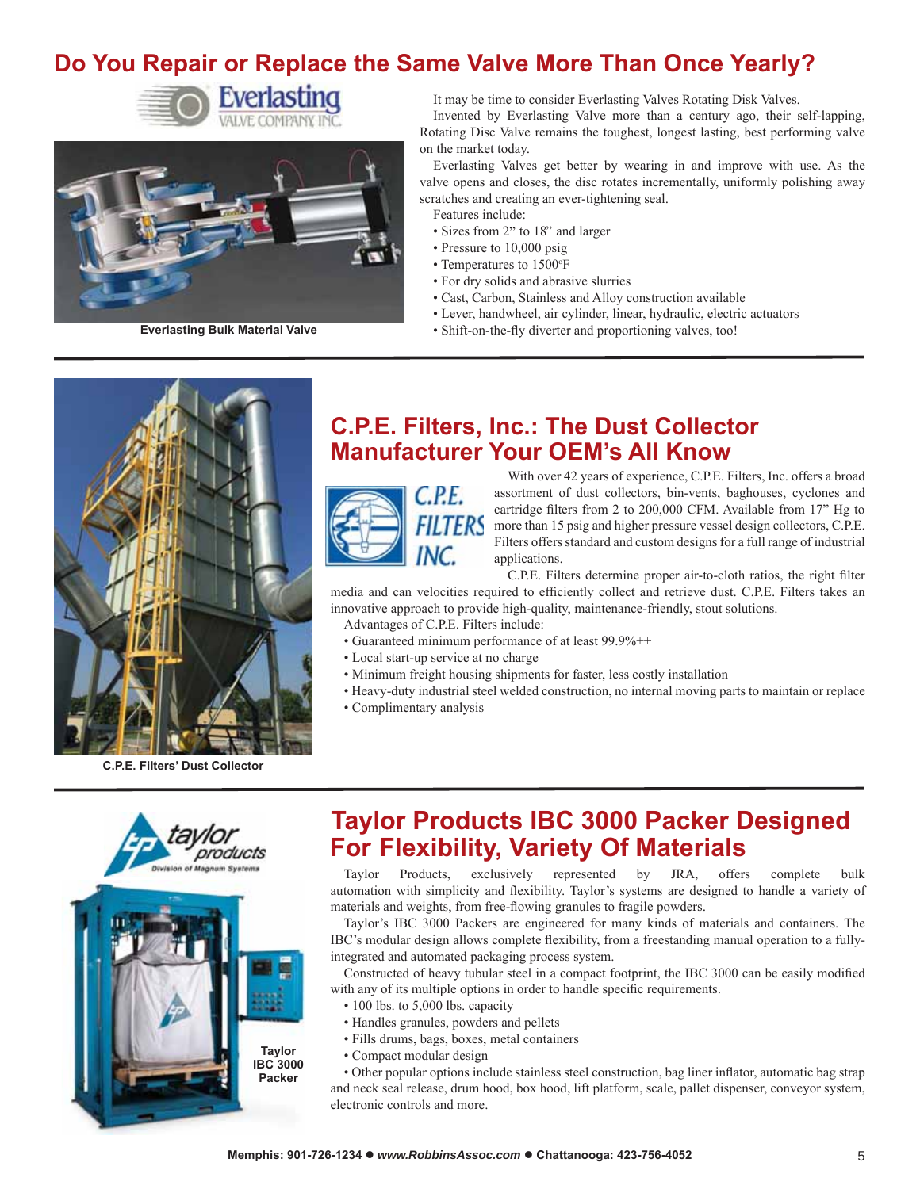## Do You Repair or Replace the Same Valve More Than Once Yearly?

Everlasting Bulk Material Valve

It may be time to consider Everlasting Valves Rotating Disk Valves.

Invented by Everlasting Valve more than a century ago, their self-lapping, Rotating Disc Valve remains the toughest, longest lasting, best performing valve on the market today.

Everlasting Valves get better by wearing in and improve with use. As the valve opens and closes, the disc rotates incrementally, uniformly polishing away scratches and creating an ever-tightening seal.

Features include:

- Sizes from 2" to 18" and larger
- Pressure to 10,000 psig
- Temperatures to 1500°F
- For dry solids and abrasive slurries
- Cast, Carbon, Stainless and Alloy construction available
- Lever, handwheel, air cylinder, linear, hydraulic, electric actuators
- Shift-on-the-fly diverter and proportioning valves, too!

---

## C.P.E. Filters, Inc.: The Dust Collector Manufacturer Your OEM's All Know

C.P.E. Filters' Dust Collector

With over 42 years of experience, C.P.E. Filters, Inc. offers a broad assortment of dust collectors, bin-vents, baghouses, cyclones and cartridge filters from 2 to 200,000 CFM. Available from 17" Hg to more than 15 psig and higher pressure vessel design collectors, C.P.E. Filters offers standard and custom designs for a full range of industrial applications.

C.P.E. Filters determine proper air-to-cloth ratios, the right filter media and can velocities required to efficiently collect and retrieve dust. C.P.E. Filters takes an innovative approach to provide high-quality, maintenance-friendly, stout solutions.

Advantages of C.P.E. Filters include:

- Guaranteed minimum performance of at least 99.9%++
- Local start-up service at no charge
- Minimum freight housing shipments for faster, less costly installation
- Heavy-duty industrial steel welded construction, no internal moving parts to maintain or replace
- Complimentary analysis

---

## Taylor Products IBC 3000 Packer Designed For Flexibility, Variety Of Materials

Taylor IBC 3000 Packer

Taylor Products, exclusively represented by JRA, offers complete bulk automation with simplicity and flexibility. Taylor's systems are designed to handle a variety of materials and weights, from free-flowing granules to fragile powders.

Taylor's IBC 3000 Packers are engineered for many kinds of materials and containers. The IBC's modular design allows complete flexibility, from a freestanding manual operation to a fully-integrated and automated packaging process system.

Constructed of heavy tubular steel in a compact footprint, the IBC 3000 can be easily modified with any of its multiple options in order to handle specific requirements.

- 100 lbs. to 5,000 lbs. capacity
- Handles granules, powders and pellets
- Fills drums, bags, boxes, metal containers
- Compact modular design
- Other popular options include stainless steel construction, bag liner inflator, automatic bag strap and neck seal release, drum hood, box hood, lift platform, scale, pallet dispenser, conveyor system, electronic controls and more.

Memphis: 901-726-1234 ● www.RobbinsAssoc.com ● Chattanooga: 423-756-4052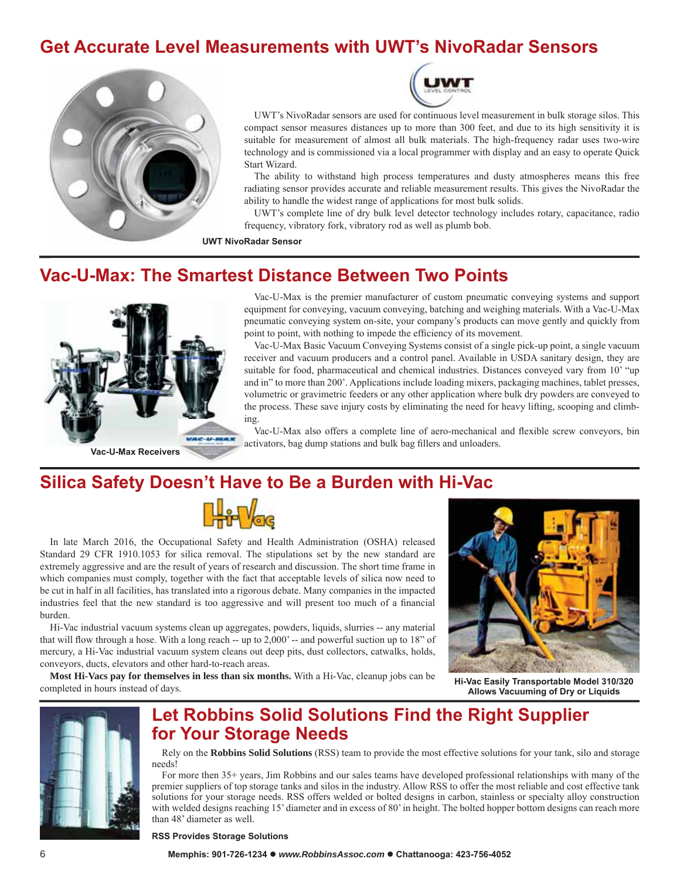## Get Accurate Level Measurements with UWT's NivoRadar Sensors

UWT's NivoRadar sensors are used for continuous level measurement in bulk storage silos. This compact sensor measures distances up to more than 300 feet, and due to its high sensitivity it is suitable for measurement of almost all bulk materials. The high-frequency radar uses two-wire technology and is commissioned via a local programmer with display and an easy to operate Quick Start Wizard.

The ability to withstand high process temperatures and dusty atmospheres means this free radiating sensor provides accurate and reliable measurement results. This gives the NivoRadar the ability to handle the widest range of applications for most bulk solids.

UWT's complete line of dry bulk level detector technology includes rotary, capacitance, radio frequency, vibratory fork, vibratory rod as well as plumb bob.

**UWT NivoRadar Sensor**

## Vac-U-Max: The Smartest Distance Between Two Points

Vac-U-Max is the premier manufacturer of custom pneumatic conveying systems and support equipment for conveying, vacuum conveying, batching and weighing materials. With a Vac-U-Max pneumatic conveying system on-site, your company's products can move gently and quickly from point to point, with nothing to impede the efficiency of its movement.

Vac-U-Max Basic Vacuum Conveying Systems consist of a single pick-up point, a single vacuum receiver and vacuum producers and a control panel. Available in USDA sanitary design, they are suitable for food, pharmaceutical and chemical industries. Distances conveyed vary from 10' "up and in" to more than 200'. Applications include loading mixers, packaging machines, tablet presses, volumetric or gravimetric feeders or any other application where bulk dry powders are conveyed to the process. These save injury costs by eliminating the need for heavy lifting, scooping and climbing.

Vac-U-Max also offers a complete line of aero-mechanical and flexible screw conveyors, bin activators, bag dump stations and bulk bag fillers and unloaders.

**Vac-U-Max Receivers**

## Silica Safety Doesn't Have to Be a Burden with Hi-Vac

In late March 2016, the Occupational Safety and Health Administration (OSHA) released Standard 29 CFR 1910.1053 for silica removal. The stipulations set by the new standard are extremely aggressive and are the result of years of research and discussion. The short time frame in which companies must comply, together with the fact that acceptable levels of silica now need to be cut in half in all facilities, has translated into a rigorous debate. Many companies in the impacted industries feel that the new standard is too aggressive and will present too much of a financial burden.

Hi-Vac industrial vacuum systems clean up aggregates, powders, liquids, slurries -- any material that will flow through a hose. With a long reach -- up to 2,000' -- and powerful suction up to 18" of mercury, a Hi-Vac industrial vacuum system cleans out deep pits, dust collectors, catwalks, holds, conveyors, ducts, elevators and other hard-to-reach areas.

**Most Hi-Vacs pay for themselves in less than six months.** With a Hi-Vac, cleanup jobs can be completed in hours instead of days.

**Hi-Vac Easily Transportable Model 310/320 Allows Vacuuming of Dry or Liquids**

## Let Robbins Solid Solutions Find the Right Supplier for Your Storage Needs

Rely on the **Robbins Solid Solutions** (RSS) team to provide the most effective solutions for your tank, silo and storage needs!

For more then 35+ years, Jim Robbins and our sales teams have developed professional relationships with many of the premier suppliers of top storage tanks and silos in the industry. Allow RSS to offer the most reliable and cost effective tank solutions for your storage needs. RSS offers welded or bolted designs in carbon, stainless or specialty alloy construction with welded designs reaching 15' diameter and in excess of 80' in height. The bolted hopper bottom designs can reach more than 48' diameter as well.

**RSS Provides Storage Solutions**

**Memphis: 901-726-1234 ● *www.RobbinsAssoc.com* ● Chattanooga: 423-756-4052**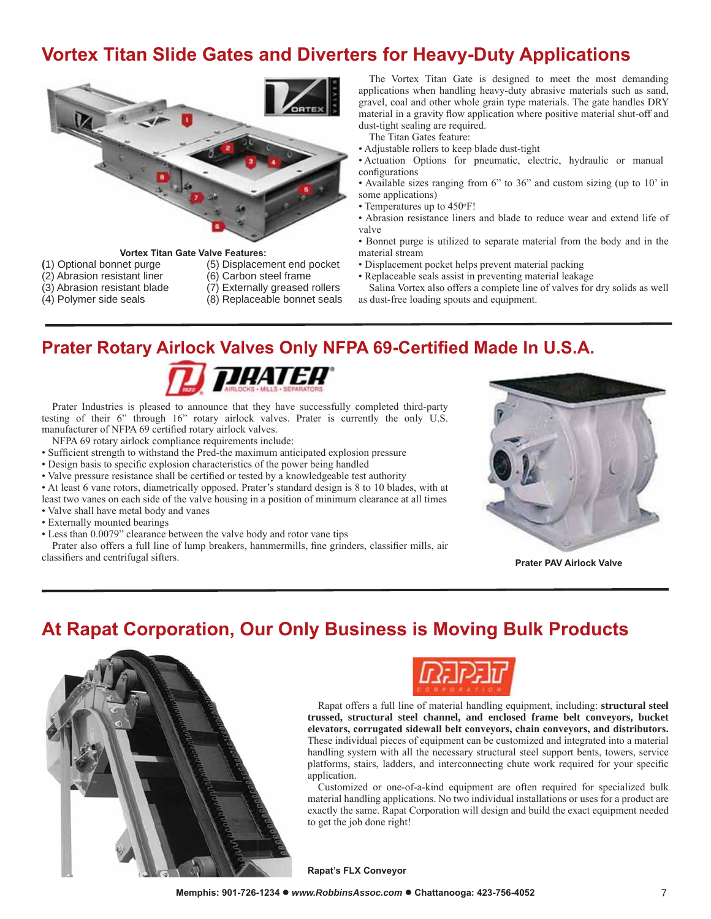## Vortex Titan Slide Gates and Diverters for Heavy-Duty Applications

**Vortex Titan Gate Valve Features:**

(1) Optional bonnet purge
(2) Abrasion resistant liner
(3) Abrasion resistant blade
(4) Polymer side seals
(5) Displacement end pocket
(6) Carbon steel frame
(7) Externally greased rollers
(8) Replaceable bonnet seals

The Vortex Titan Gate is designed to meet the most demanding applications when handling heavy-duty abrasive materials such as sand, gravel, coal and other whole grain type materials. The gate handles DRY material in a gravity flow application where positive material shut-off and dust-tight sealing are required.

The Titan Gates feature:

- Adjustable rollers to keep blade dust-tight
- Actuation Options for pneumatic, electric, hydraulic or manual configurations
- Available sizes ranging from 6” to 36” and custom sizing (up to 10’ in some applications)
- Temperatures up to 450°F!
- Abrasion resistance liners and blade to reduce wear and extend life of valve
- Bonnet purge is utilized to separate material from the body and in the material stream
- Displacement pocket helps prevent material packing
- Replaceable seals assist in preventing material leakage

Salina Vortex also offers a complete line of valves for dry solids as well as dust-free loading spouts and equipment.

## Prater Rotary Airlock Valves Only NFPA 69-Certified Made In U.S.A.

Prater Industries is pleased to announce that they have successfully completed third-party testing of their 6” through 16” rotary airlock valves. Prater is currently the only U.S. manufacturer of NFPA 69 certified rotary airlock valves.

NFPA 69 rotary airlock compliance requirements include:

- Sufficient strength to withstand the Pred-the maximum anticipated explosion pressure
- Design basis to specific explosion characteristics of the power being handled
- Valve pressure resistance shall be certified or tested by a knowledgeable test authority
- At least 6 vane rotors, diametrically opposed. Prater’s standard design is 8 to 10 blades, with at least two vanes on each side of the valve housing in a position of minimum clearance at all times
- Valve shall have metal body and vanes
- Externally mounted bearings
- Less than 0.0079” clearance between the valve body and rotor vane tips

Prater also offers a full line of lump breakers, hammermills, fine grinders, classifier mills, air classifiers and centrifugal sifters.

Prater PAV Airlock Valve

## At Rapat Corporation, Our Only Business is Moving Bulk Products

Rapat offers a full line of material handling equipment, including: **structural steel trussed, structural steel channel, and enclosed frame belt conveyors, bucket elevators, corrugated sidewall belt conveyors, chain conveyors, and distributors.** These individual pieces of equipment can be customized and integrated into a material handling system with all the necessary structural steel support bents, towers, service platforms, stairs, ladders, and interconnecting chute work required for your specific application.

Customized or one-of-a-kind equipment are often required for specialized bulk material handling applications. No two individual installations or uses for a product are exactly the same. Rapat Corporation will design and build the exact equipment needed to get the job done right!

Rapat’s FLX Conveyor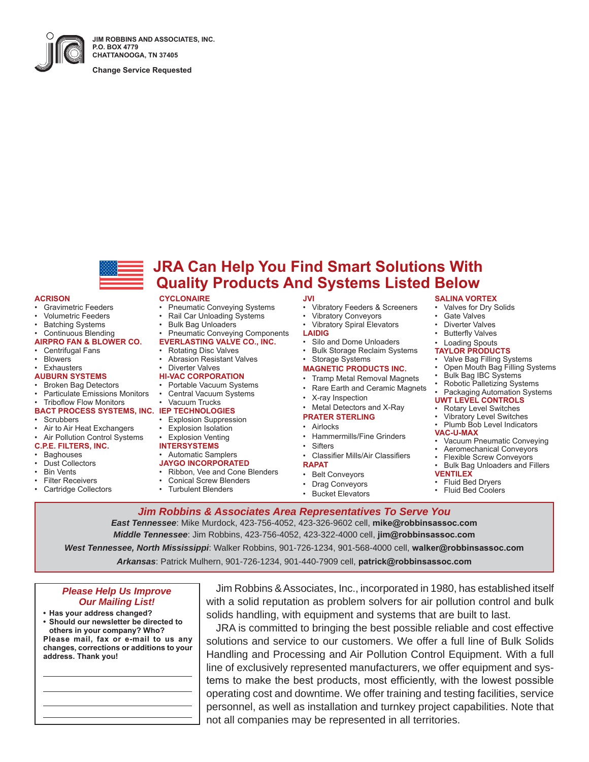**JIM ROBBINS AND ASSOCIATES, INC.**
**P.O. BOX 4779**
**CHATTANOOGA, TN 37405**

**Change Service Requested**

# JRA Can Help You Find Smart Solutions With Quality Products And Systems Listed Below

**ACRISON**
- Gravimetric Feeders
- Volumetric Feeders
- Batching Systems
- Continuous Blending

**AIRPRO FAN & BLOWER CO.**
- Centrifugal Fans
- Blowers
- Exhausters

**AUBURN SYSTEMS**
- Broken Bag Detectors
- Particulate Emissions Monitors
- Triboflow Flow Monitors

**BACT PROCESS SYSTEMS, INC.**
- Scrubbers
- Air to Air Heat Exchangers
- Air Pollution Control Systems

**C.P.E. FILTERS, INC.**
- Baghouses
- Dust Collectors
- Bin Vents
- Filter Receivers
- Cartridge Collectors

**CYCLONAIRE**
- Pneumatic Conveying Systems
- Rail Car Unloading Systems
- Bulk Bag Unloaders
- Pneumatic Conveying Components

**EVERLASTING VALVE CO., INC.**
- Rotating Disc Valves
- Abrasion Resistant Valves
- Diverter Valves

**HI-VAC CORPORATION**
- Portable Vacuum Systems
- Central Vacuum Systems
- Vacuum Trucks

**IEP TECHNOLOGIES**
- Explosion Suppression
- Explosion Isolation
- Explosion Venting

**INTERSYSTEMS**
- Automatic Samplers

**JAYGO INCORPORATED**
- Ribbon, Vee and Cone Blenders
- Conical Screw Blenders
- Turbulent Blenders

**JVI**
- Vibratory Feeders & Screeners
- Vibratory Conveyors
- Vibratory Spiral Elevators

**LAIDIG**
- Silo and Dome Unloaders
- Bulk Storage Reclaim Systems
- Storage Systems

**MAGNETIC PRODUCTS INC.**
- Tramp Metal Removal Magnets
- Rare Earth and Ceramic Magnets
- X-ray Inspection
- Metal Detectors and X-Ray

**PRATER STERLING**
- Airlocks
- Hammermills/Fine Grinders
- Sifters
- Classifier Mills/Air Classifiers

**RAPAT**
- Belt Conveyors
- Drag Conveyors
- Bucket Elevators

**SALINA VORTEX**
- Valves for Dry Solids
- Gate Valves
- Diverter Valves
- Butterfly Valves
- Loading Spouts

**TAYLOR PRODUCTS**
- Valve Bag Filling Systems
- Open Mouth Bag Filling Systems
- Bulk Bag IBC Systems
- Robotic Palletizing Systems
- Packaging Automation Systems

**UWT LEVEL CONTROLS**
- Rotary Level Switches
- Vibratory Level Switches
- Plumb Bob Level Indicators

**VAC-U-MAX**
- Vacuum Pneumatic Conveying
- Aeromechanical Conveyors
- Flexible Screw Conveyors
- Bulk Bag Unloaders and Fillers

**VENTILEX**
- Fluid Bed Dryers
- Fluid Bed Coolers

## *Jim Robbins & Associates Area Representatives To Serve You*

***East Tennessee***: Mike Murdock, 423-756-4052, 423-326-9602 cell, **mike@robbinsassoc.com**

***Middle Tennessee***: Jim Robbins, 423-756-4052, 423-322-4000 cell, **jim@robbinsassoc.com**

***West Tennessee, North Mississippi***: Walker Robbins, 901-726-1234, 901-568-4000 cell, **walker@robbinsassoc.com**

***Arkansas***: Patrick Mulhern, 901-726-1234, 901-440-7909 cell, **patrick@robbinsassoc.com**

### *Please Help Us Improve Our Mailing List!*

- **Has your address changed?**
- **Should our newsletter be directed to others in your company? Who?**

**Please mail, fax or e-mail to us any changes, corrections or additions to your address. Thank you!**

Jim Robbins & Associates, Inc., incorporated in 1980, has established itself with a solid reputation as problem solvers for air pollution control and bulk solids handling, with equipment and systems that are built to last.

JRA is committed to bringing the best possible reliable and cost effective solutions and service to our customers. We offer a full line of Bulk Solids Handling and Processing and Air Pollution Control Equipment. With a full line of exclusively represented manufacturers, we offer equipment and systems to make the best products, most efficiently, with the lowest possible operating cost and downtime. We offer training and testing facilities, service personnel, as well as installation and turnkey project capabilities. Note that not all companies may be represented in all territories.